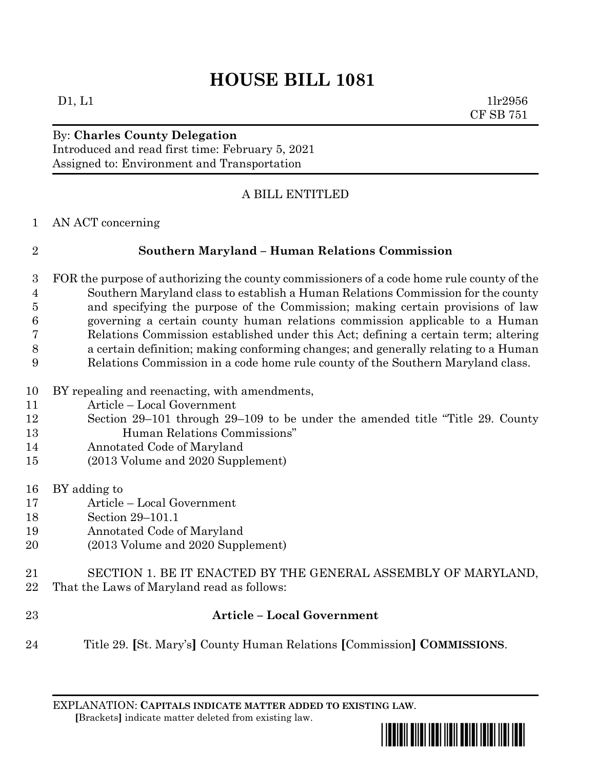# HOUSE BILL 1081

D1, L1 1lr2956
CF SB 751

By: **Charles County Delegation**
Introduced and read first time: February 5, 2021
Assigned to: Environment and Transportation

A BILL ENTITLED

1 AN ACT concerning

2 **Southern Maryland – Human Relations Commission**

3 FOR the purpose of authorizing the county commissioners of a code home rule county of the
4 Southern Maryland class to establish a Human Relations Commission for the county
5 and specifying the purpose of the Commission; making certain provisions of law
6 governing a certain county human relations commission applicable to a Human
7 Relations Commission established under this Act; defining a certain term; altering
8 a certain definition; making conforming changes; and generally relating to a Human
9 Relations Commission in a code home rule county of the Southern Maryland class.

10 BY repealing and reenacting, with amendments,
11 Article – Local Government
12 Section 29–101 through 29–109 to be under the amended title "Title 29. County
13 Human Relations Commissions"
14 Annotated Code of Maryland
15 (2013 Volume and 2020 Supplement)

16 BY adding to
17 Article – Local Government
18 Section 29–101.1
19 Annotated Code of Maryland
20 (2013 Volume and 2020 Supplement)

21 SECTION 1. BE IT ENACTED BY THE GENERAL ASSEMBLY OF MARYLAND,
22 That the Laws of Maryland read as follows:

23 **Article – Local Government**

24 Title 29. **[**St. Mary's**]** County Human Relations **[**Commission**]** **COMMISSIONS**.

EXPLANATION: **CAPITALS INDICATE MATTER ADDED TO EXISTING LAW.**
**[**Brackets**]** indicate matter deleted from existing law.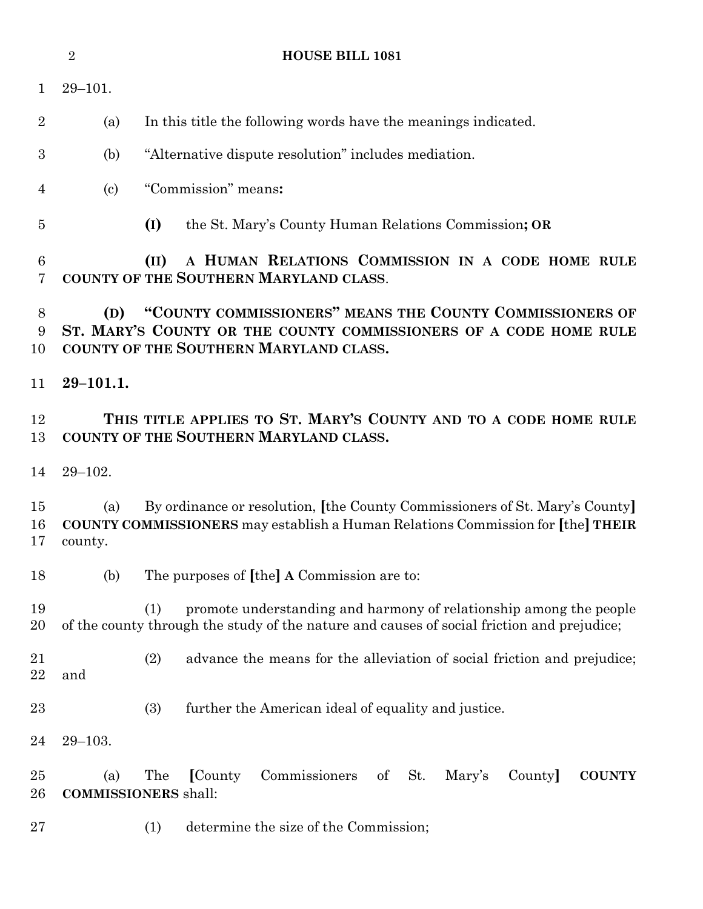29–101.

(a) In this title the following words have the meanings indicated.

(b) "Alternative dispute resolution" includes mediation.

(c) "Commission" means**:**

**(I)** the St. Mary's County Human Relations Commission**; OR**

**(II) A HUMAN RELATIONS COMMISSION IN A CODE HOME RULE COUNTY OF THE SOUTHERN MARYLAND CLASS**.

**(D) "COUNTY COMMISSIONERS" MEANS THE COUNTY COMMISSIONERS OF ST. MARY'S COUNTY OR THE COUNTY COMMISSIONERS OF A CODE HOME RULE COUNTY OF THE SOUTHERN MARYLAND CLASS.**

**29–101.1.**

**THIS TITLE APPLIES TO ST. MARY'S COUNTY AND TO A CODE HOME RULE COUNTY OF THE SOUTHERN MARYLAND CLASS.**

29–102.

(a) By ordinance or resolution, **[**the County Commissioners of St. Mary's County**]** **COUNTY COMMISSIONERS** may establish a Human Relations Commission for **[**the**]** **THEIR** county.

(b) The purposes of **[**the**]** **A** Commission are to:

(1) promote understanding and harmony of relationship among the people of the county through the study of the nature and causes of social friction and prejudice;

(2) advance the means for the alleviation of social friction and prejudice; and

(3) further the American ideal of equality and justice.

29–103.

(a) The **[**County Commissioners of St. Mary's County**]** **COUNTY COMMISSIONERS** shall:

(1) determine the size of the Commission;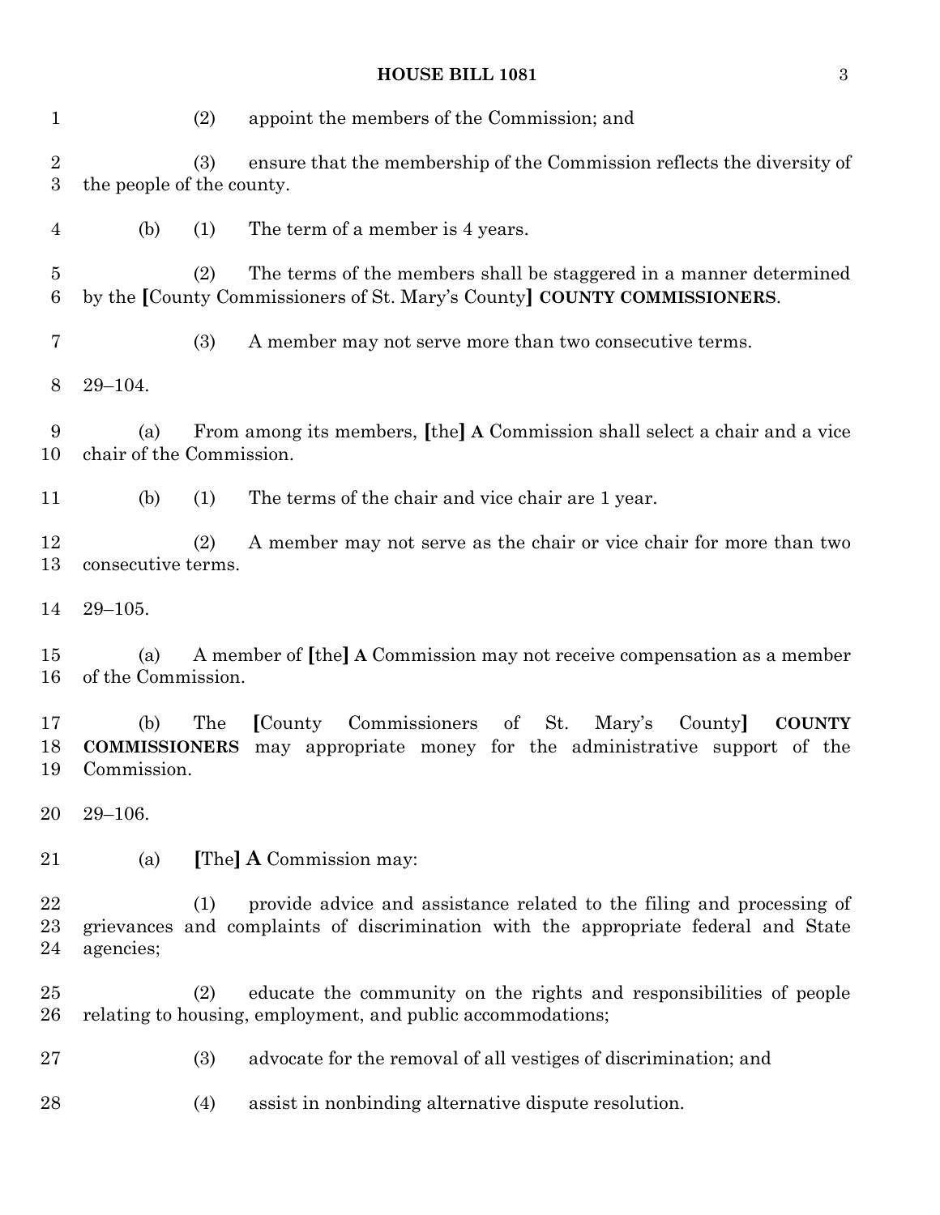(2) appoint the members of the Commission; and

(3) ensure that the membership of the Commission reflects the diversity of the people of the county.

(b) (1) The term of a member is 4 years.

(2) The terms of the members shall be staggered in a manner determined by the [County Commissioners of St. Mary's County] **COUNTY COMMISSIONERS**.

(3) A member may not serve more than two consecutive terms.

29–104.

(a) From among its members, [the] **A** Commission shall select a chair and a vice chair of the Commission.

(b) (1) The terms of the chair and vice chair are 1 year.

(2) A member may not serve as the chair or vice chair for more than two consecutive terms.

29–105.

(a) A member of [the] **A** Commission may not receive compensation as a member of the Commission.

(b) The [County Commissioners of St. Mary's County] **COUNTY COMMISSIONERS** may appropriate money for the administrative support of the Commission.

29–106.

(a) [The] **A** Commission may:

(1) provide advice and assistance related to the filing and processing of grievances and complaints of discrimination with the appropriate federal and State agencies;

(2) educate the community on the rights and responsibilities of people relating to housing, employment, and public accommodations;

(3) advocate for the removal of all vestiges of discrimination; and

(4) assist in nonbinding alternative dispute resolution.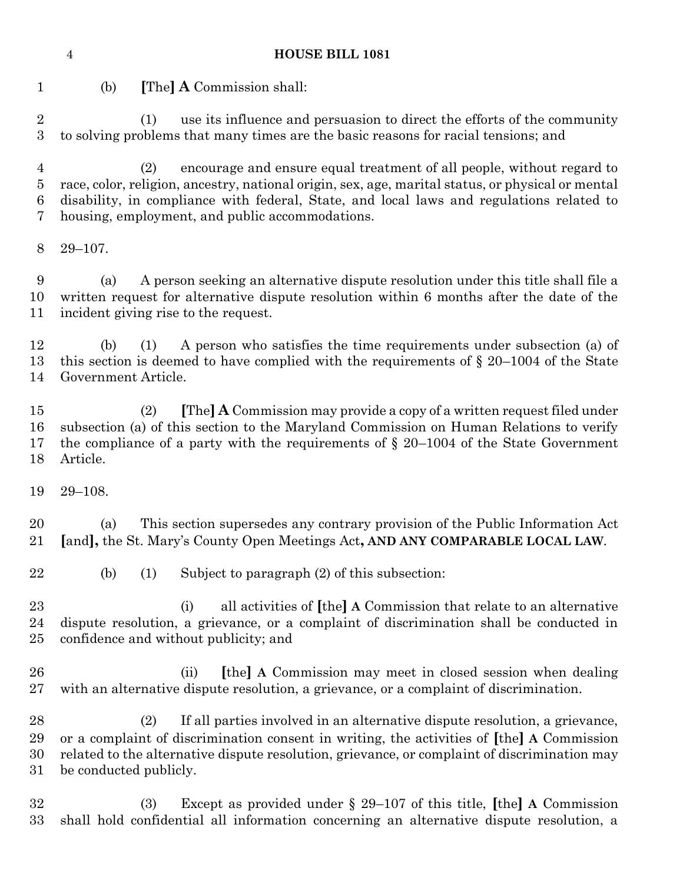(b) **[**The**]** **A** Commission shall:

(1) use its influence and persuasion to direct the efforts of the community to solving problems that many times are the basic reasons for racial tensions; and

(2) encourage and ensure equal treatment of all people, without regard to race, color, religion, ancestry, national origin, sex, age, marital status, or physical or mental disability, in compliance with federal, State, and local laws and regulations related to housing, employment, and public accommodations.

29–107.

(a) A person seeking an alternative dispute resolution under this title shall file a written request for alternative dispute resolution within 6 months after the date of the incident giving rise to the request.

(b) (1) A person who satisfies the time requirements under subsection (a) of this section is deemed to have complied with the requirements of § 20–1004 of the State Government Article.

(2) **[**The**]** **A** Commission may provide a copy of a written request filed under subsection (a) of this section to the Maryland Commission on Human Relations to verify the compliance of a party with the requirements of § 20–1004 of the State Government Article.

29–108.

(a) This section supersedes any contrary provision of the Public Information Act **[**and**]**, the St. Mary's County Open Meetings Act**, AND ANY COMPARABLE LOCAL LAW**.

(b) (1) Subject to paragraph (2) of this subsection:

(i) all activities of **[**the**]** **A** Commission that relate to an alternative dispute resolution, a grievance, or a complaint of discrimination shall be conducted in confidence and without publicity; and

(ii) **[**the**]** **A** Commission may meet in closed session when dealing with an alternative dispute resolution, a grievance, or a complaint of discrimination.

(2) If all parties involved in an alternative dispute resolution, a grievance, or a complaint of discrimination consent in writing, the activities of **[**the**]** **A** Commission related to the alternative dispute resolution, grievance, or complaint of discrimination may be conducted publicly.

(3) Except as provided under § 29–107 of this title, **[**the**]** **A** Commission shall hold confidential all information concerning an alternative dispute resolution, a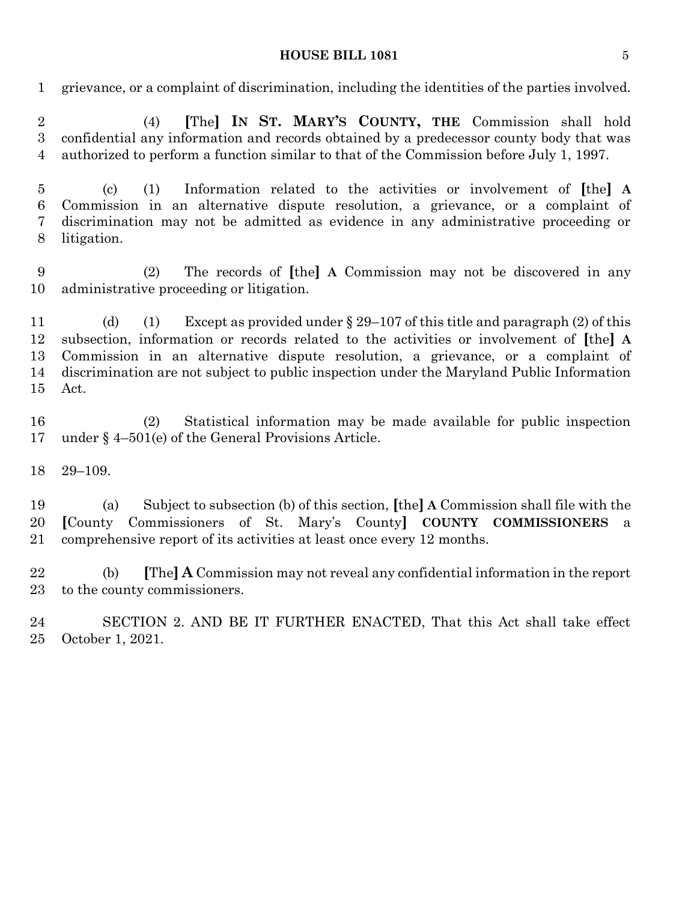grievance, or a complaint of discrimination, including the identities of the parties involved.

(4) [The] **IN ST. MARY'S COUNTY, THE** Commission shall hold confidential any information and records obtained by a predecessor county body that was authorized to perform a function similar to that of the Commission before July 1, 1997.

(c) (1) Information related to the activities or involvement of [the] **A** Commission in an alternative dispute resolution, a grievance, or a complaint of discrimination may not be admitted as evidence in any administrative proceeding or litigation.

(2) The records of [the] **A** Commission may not be discovered in any administrative proceeding or litigation.

(d) (1) Except as provided under § 29–107 of this title and paragraph (2) of this subsection, information or records related to the activities or involvement of [the] **A** Commission in an alternative dispute resolution, a grievance, or a complaint of discrimination are not subject to public inspection under the Maryland Public Information Act.

(2) Statistical information may be made available for public inspection under § 4–501(e) of the General Provisions Article.

29–109.

(a) Subject to subsection (b) of this section, [the] **A** Commission shall file with the [County Commissioners of St. Mary's County] **COUNTY COMMISSIONERS** a comprehensive report of its activities at least once every 12 months.

(b) [The] **A** Commission may not reveal any confidential information in the report to the county commissioners.

SECTION 2. AND BE IT FURTHER ENACTED, That this Act shall take effect October 1, 2021.